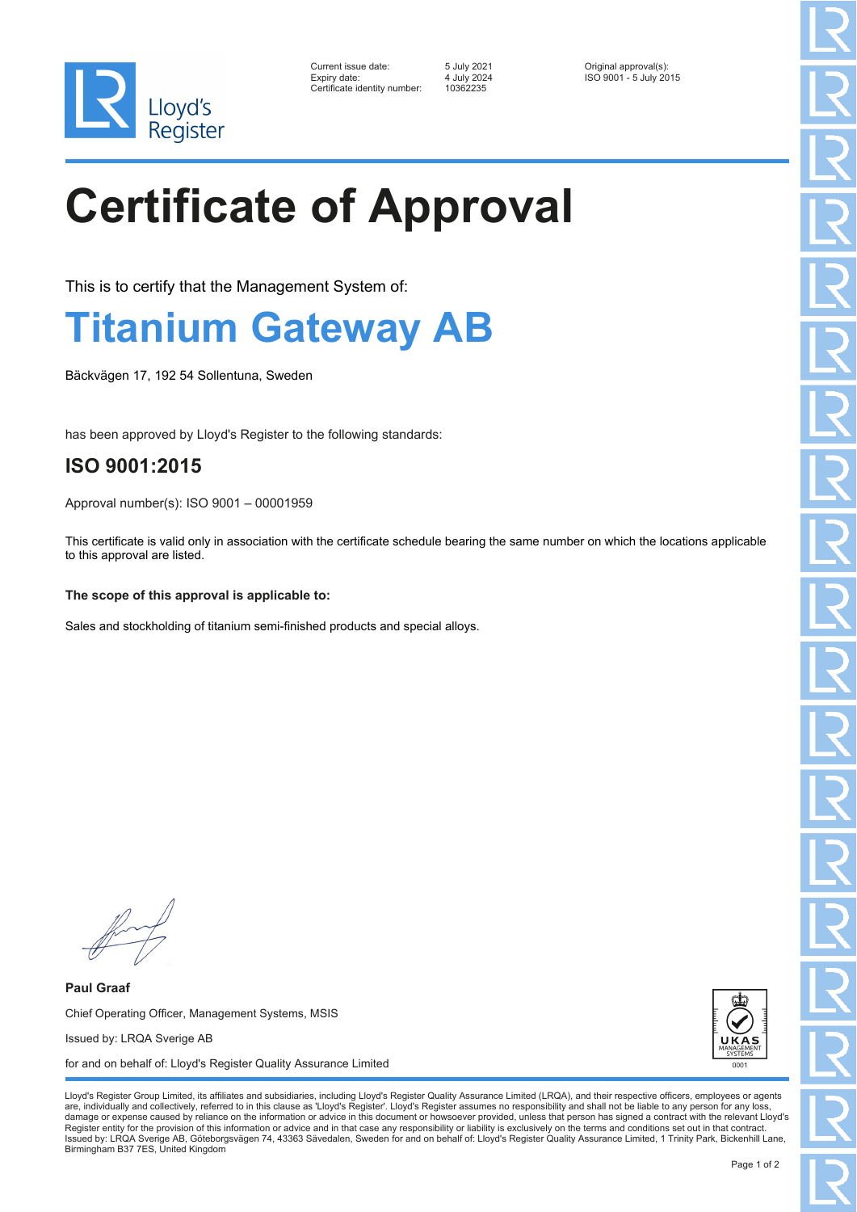Lloyd's Register

Current issue date: 5 July 2021
Expiry date: 4 July 2024
Certificate identity number: 10362235

Original approval(s):
ISO 9001 - 5 July 2015

# Certificate of Approval

This is to certify that the Management System of:

## Titanium Gateway AB

Bäckvägen 17, 192 54 Sollentuna, Sweden

has been approved by Lloyd's Register to the following standards:

### ISO 9001:2015

Approval number(s): ISO 9001 – 00001959

This certificate is valid only in association with the certificate schedule bearing the same number on which the locations applicable to this approval are listed.

**The scope of this approval is applicable to:**

Sales and stockholding of titanium semi-finished products and special alloys.

**Paul Graaf**

Chief Operating Officer, Management Systems, MSIS

Issued by: LRQA Sverige AB

for and on behalf of: Lloyd's Register Quality Assurance Limited

UKAS MANAGEMENT SYSTEMS 0001

Lloyd's Register Group Limited, its affiliates and subsidiaries, including Lloyd's Register Quality Assurance Limited (LRQA), and their respective officers, employees or agents are, individually and collectively, referred to in this clause as 'Lloyd's Register'. Lloyd's Register assumes no responsibility and shall not be liable to any person for any loss, damage or expense caused by reliance on the information or advice in this document or howsoever provided, unless that person has signed a contract with the relevant Lloyd's Register entity for the provision of this information or advice and in that case any responsibility or liability is exclusively on the terms and conditions set out in that contract.
Issued by: LRQA Sverige AB, Göteborgsvägen 74, 43363 Sävedalen, Sweden for and on behalf of: Lloyd's Register Quality Assurance Limited, 1 Trinity Park, Bickenhill Lane, Birmingham B37 7ES, United Kingdom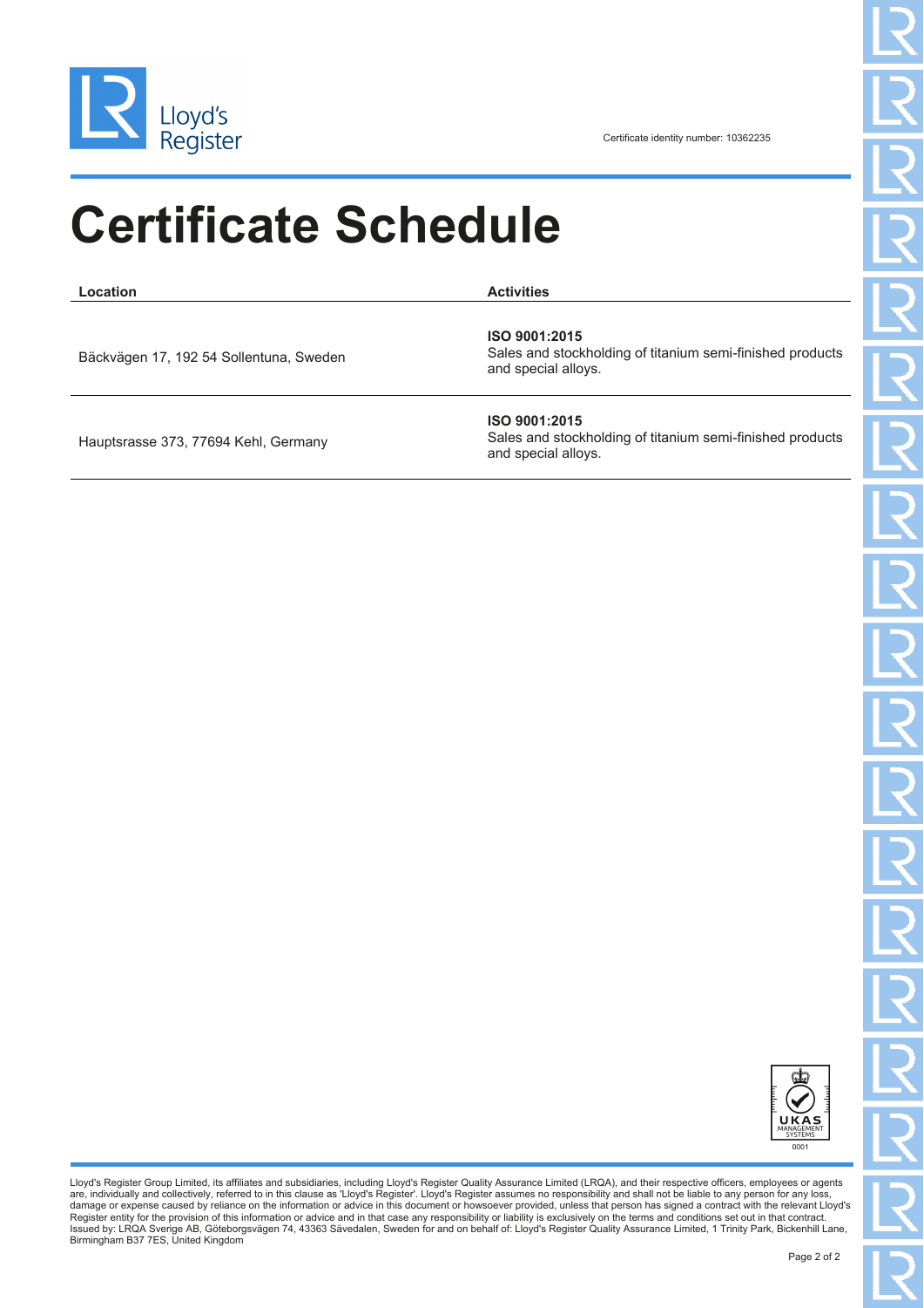Lloyd's Register

Certificate identity number: 10362235

# Certificate Schedule

| Location | Activities |
| --- | --- |
| Bäckvägen 17, 192 54 Sollentuna, Sweden | **ISO 9001:2015** Sales and stockholding of titanium semi-finished products and special alloys. |
| Hauptsrasse 373, 77694 Kehl, Germany | **ISO 9001:2015** Sales and stockholding of titanium semi-finished products and special alloys. |

UKAS MANAGEMENT SYSTEMS 0001

Lloyd's Register Group Limited, its affiliates and subsidiaries, including Lloyd's Register Quality Assurance Limited (LRQA), and their respective officers, employees or agents are, individually and collectively, referred to in this clause as 'Lloyd's Register'. Lloyd's Register assumes no responsibility and shall not be liable to any person for any loss, damage or expense caused by reliance on the information or advice in this document or howsoever provided, unless that person has signed a contract with the relevant Lloyd's Register entity for the provision of this information or advice and in that case any responsibility or liability is exclusively on the terms and conditions set out in that contract.
Issued by: LRQA Sverige AB, Göteborgsvägen 74, 43363 Sävedalen, Sweden for and on behalf of: Lloyd's Register Quality Assurance Limited, 1 Trinity Park, Bickenhill Lane, Birmingham B37 7ES, United Kingdom